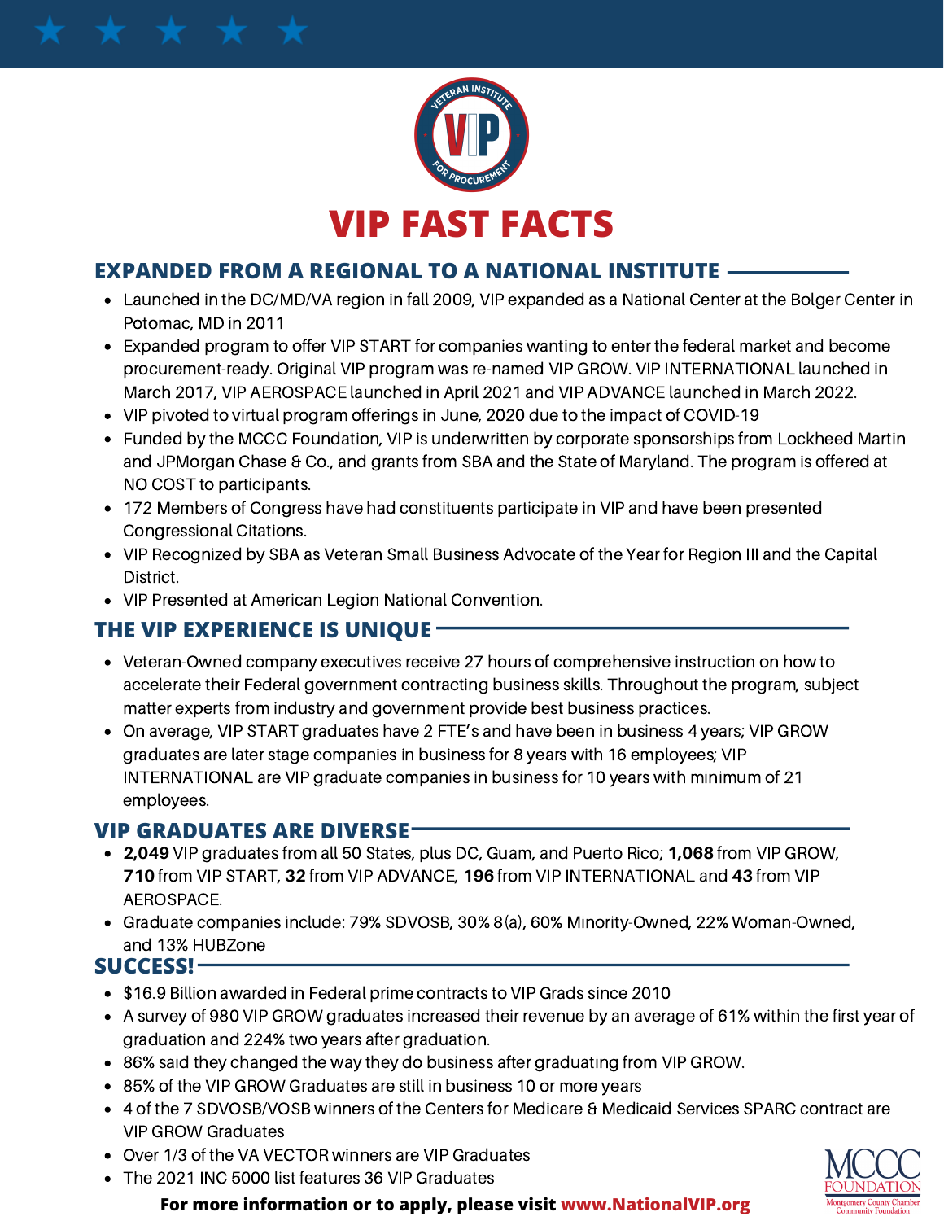# VIP FAST FACTS

## EXPANDED FROM A REGIONAL TO A NATIONAL INSTITUTE

- Launched in the DC/MD/VA region in fall 2009, VIP expanded as a National Center at the Bolger Center in Potomac, MD in 2011
- Expanded program to offer VIP START for companies wanting to enter the federal market and become procurement-ready. Original VIP program was re-named VIP GROW. VIP INTERNATIONAL launched in March 2017, VIP AEROSPACE launched in April 2021 and VIP ADVANCE launched in March 2022.
- VIP pivoted to virtual program offerings in June, 2020 due to the impact of COVID-19
- Funded by the MCCC Foundation, VIP is underwritten by corporate sponsorships from Lockheed Martin and JPMorgan Chase & Co., and grants from SBA and the State of Maryland. The program is offered at NO COST to participants.
- 172 Members of Congress have had constituents participate in VIP and have been presented Congressional Citations.
- VIP Recognized by SBA as Veteran Small Business Advocate of the Year for Region III and the Capital District.
- VIP Presented at American Legion National Convention.

## THE VIP EXPERIENCE IS UNIQUE

- Veteran-Owned company executives receive 27 hours of comprehensive instruction on how to accelerate their Federal government contracting business skills. Throughout the program, subject matter experts from industry and government provide best business practices.
- On average, VIP START graduates have 2 FTE's and have been in business 4 years; VIP GROW graduates are later stage companies in business for 8 years with 16 employees; VIP INTERNATIONAL are VIP graduate companies in business for 10 years with minimum of 21 employees.

## VIP GRADUATES ARE DIVERSE

- **2,049** VIP graduates from all 50 States, plus DC, Guam, and Puerto Rico; **1,068** from VIP GROW, **710** from VIP START, **32** from VIP ADVANCE, **196** from VIP INTERNATIONAL and **43** from VIP AEROSPACE.
- Graduate companies include: 79% SDVOSB, 30% 8(a), 60% Minority-Owned, 22% Woman-Owned, and 13% HUBZone

## SUCCESS!

- $16.9 Billion awarded in Federal prime contracts to VIP Grads since 2010
- A survey of 980 VIP GROW graduates increased their revenue by an average of 61% within the first year of graduation and 224% two years after graduation.
- 86% said they changed the way they do business after graduating from VIP GROW.
- 85% of the VIP GROW Graduates are still in business 10 or more years
- 4 of the 7 SDVOSB/VOSB winners of the Centers for Medicare & Medicaid Services SPARC contract are VIP GROW Graduates
- Over 1/3 of the VA VECTOR winners are VIP Graduates
- The 2021 INC 5000 list features 36 VIP Graduates

**For more information or to apply, please visit www.NationalVIP.org**

MCCC FOUNDATION
Montgomery County Chamber Community Foundation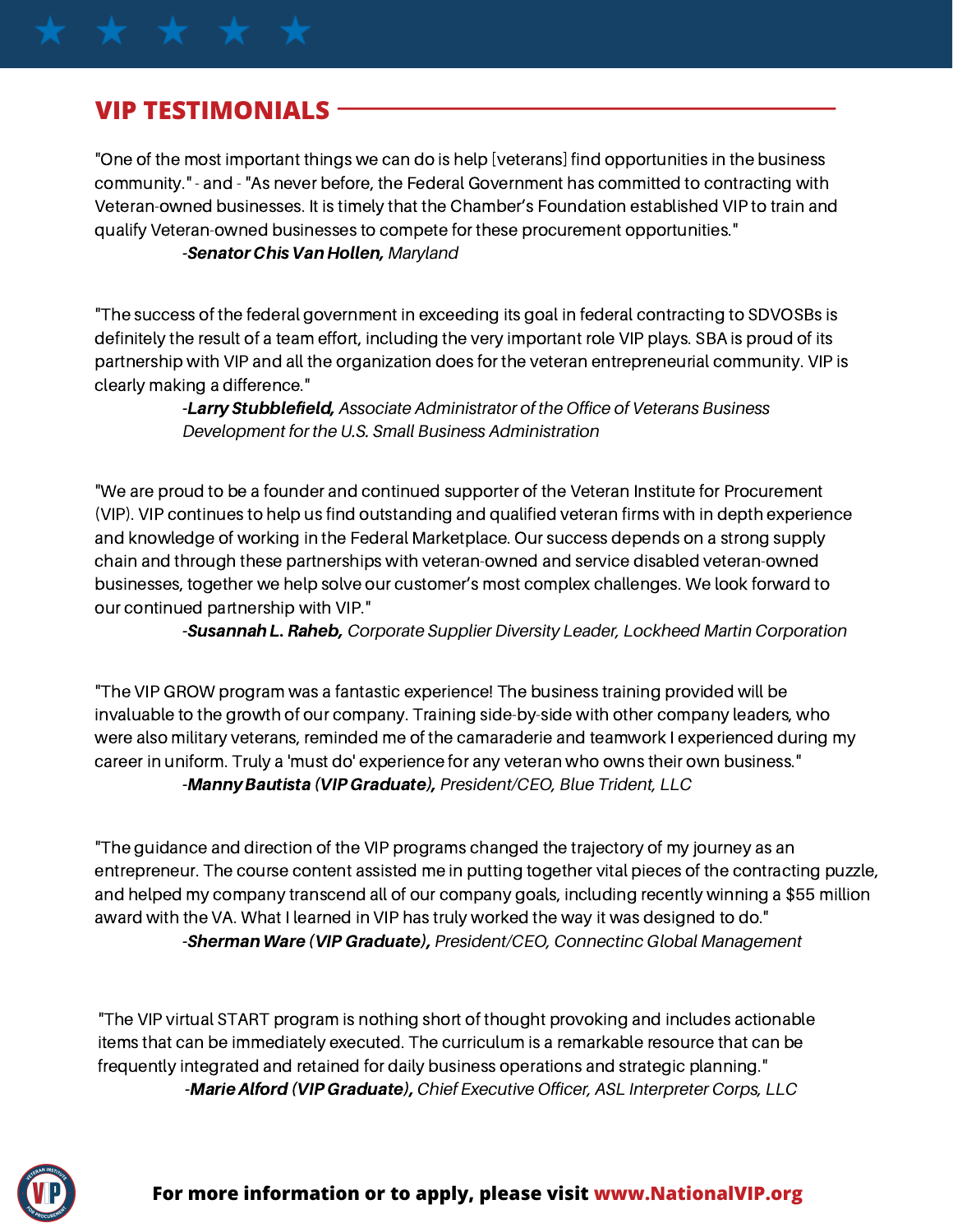## VIP TESTIMONIALS

"One of the most important things we can do is help [veterans] find opportunities in the business community." - and - "As never before, the Federal Government has committed to contracting with Veteran-owned businesses. It is timely that the Chamber's Foundation established VIP to train and qualify Veteran-owned businesses to compete for these procurement opportunities."

-***Senator Chis Van Hollen,*** *Maryland*

"The success of the federal government in exceeding its goal in federal contracting to SDVOSBs is definitely the result of a team effort, including the very important role VIP plays. SBA is proud of its partnership with VIP and all the organization does for the veteran entrepreneurial community. VIP is clearly making a difference."

-***Larry Stubblefield,*** *Associate Administrator of the Office of Veterans Business Development for the U.S. Small Business Administration*

"We are proud to be a founder and continued supporter of the Veteran Institute for Procurement (VIP). VIP continues to help us find outstanding and qualified veteran firms with in depth experience and knowledge of working in the Federal Marketplace. Our success depends on a strong supply chain and through these partnerships with veteran-owned and service disabled veteran-owned businesses, together we help solve our customer's most complex challenges. We look forward to our continued partnership with VIP."

-***Susannah L. Raheb,*** *Corporate Supplier Diversity Leader, Lockheed Martin Corporation*

"The VIP GROW program was a fantastic experience! The business training provided will be invaluable to the growth of our company. Training side-by-side with other company leaders, who were also military veterans, reminded me of the camaraderie and teamwork I experienced during my career in uniform. Truly a 'must do' experience for any veteran who owns their own business."

-***Manny Bautista (VIP Graduate),*** *President/CEO, Blue Trident, LLC*

"The guidance and direction of the VIP programs changed the trajectory of my journey as an entrepreneur. The course content assisted me in putting together vital pieces of the contracting puzzle, and helped my company transcend all of our company goals, including recently winning a $55 million award with the VA. What I learned in VIP has truly worked the way it was designed to do."

-***Sherman Ware (VIP Graduate),*** *President/CEO, Connectinc Global Management*

"The VIP virtual START program is nothing short of thought provoking and includes actionable items that can be immediately executed. The curriculum is a remarkable resource that can be frequently integrated and retained for daily business operations and strategic planning."

-***Marie Alford (VIP Graduate),*** *Chief Executive Officer, ASL Interpreter Corps, LLC*

**For more information or to apply, please visit www.NationalVIP.org**